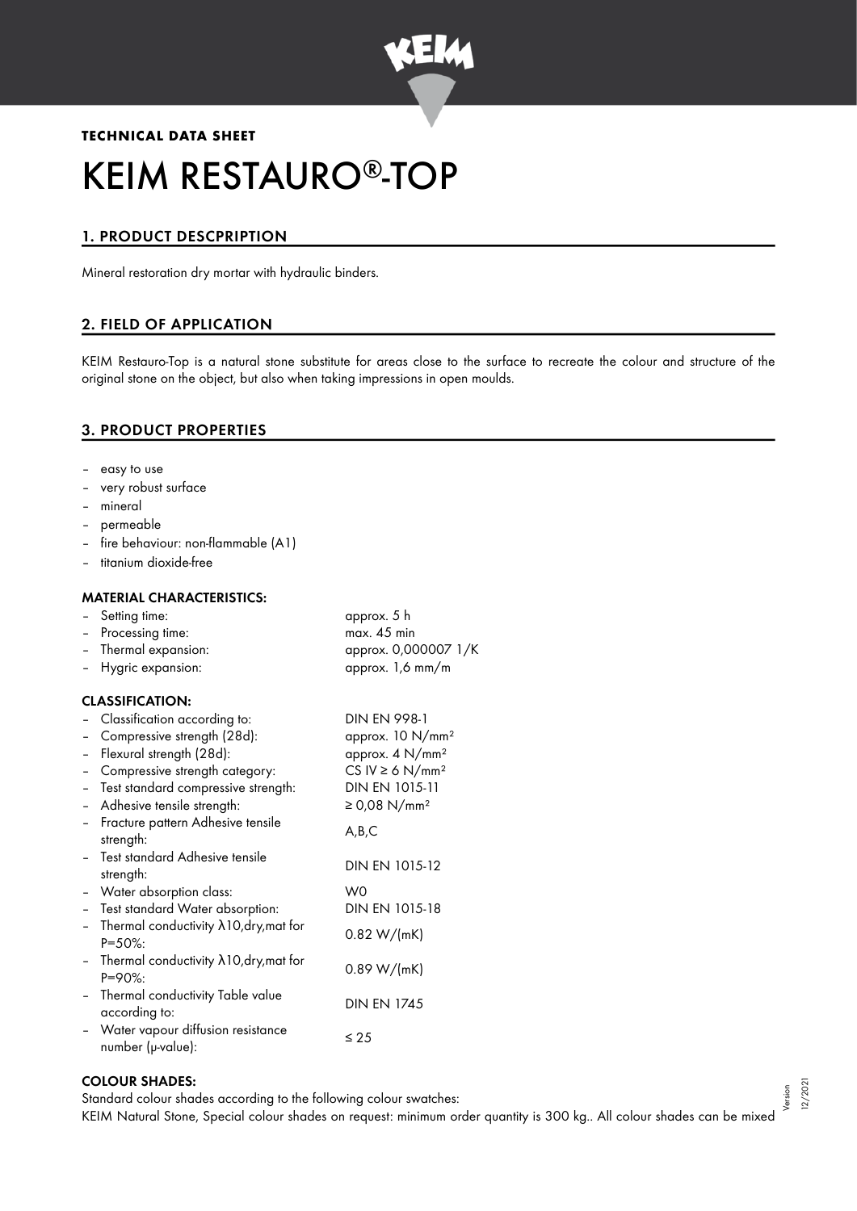**TECHNICAL DATA SHEET**

# KEIM RESTAURO®-TOP

## 1. PRODUCT DESCPRIPTION

Mineral restoration dry mortar with hydraulic binders.

## 2. FIELD OF APPLICATION

KEIM Restauro-Top is a natural stone substitute for areas close to the surface to recreate the colour and structure of the original stone on the object, but also when taking impressions in open moulds.

## 3. PRODUCT PROPERTIES

- easy to use
- very robust surface
- mineral
- permeable
- fire behaviour: non-flammable (A1)
- titanium dioxide-free

### MATERIAL CHARACTERISTICS:

| | |
|---|---|
| – Setting time: | approx. 5 h |
| – Processing time: | max. 45 min |
| – Thermal expansion: | approx. 0,000007 1/K |
| – Hygric expansion: | approx. 1,6 mm/m |

### CLASSIFICATION:

| | |
|---|---|
| – Classification according to: | DIN EN 998-1 |
| – Compressive strength (28d): | approx. 10 N/mm² |
| – Flexural strength (28d): | approx. 4 N/mm² |
| – Compressive strength category: | CS IV ≥ 6 N/mm² |
| – Test standard compressive strength: | DIN EN 1015-11 |
| – Adhesive tensile strength: | ≥ 0,08 N/mm² |
| – Fracture pattern Adhesive tensile strength: | A,B,C |
| – Test standard Adhesive tensile strength: | DIN EN 1015-12 |
| – Water absorption class: | W0 |
| – Test standard Water absorption: | DIN EN 1015-18 |
| – Thermal conductivity $\lambda_{10,dry,mat}$ for P=50%: | 0.82 W/(mK) |
| – Thermal conductivity $\lambda_{10,dry,mat}$ for P=90%: | 0.89 W/(mK) |
| – Thermal conductivity Table value according to: | DIN EN 1745 |
| – Water vapour diffusion resistance number (μ-value): | ≤ 25 |

### COLOUR SHADES:

Standard colour shades according to the following colour swatches:
KEIM Natural Stone, Special colour shades on request: minimum order quantity is 300 kg.. All colour shades can be mixed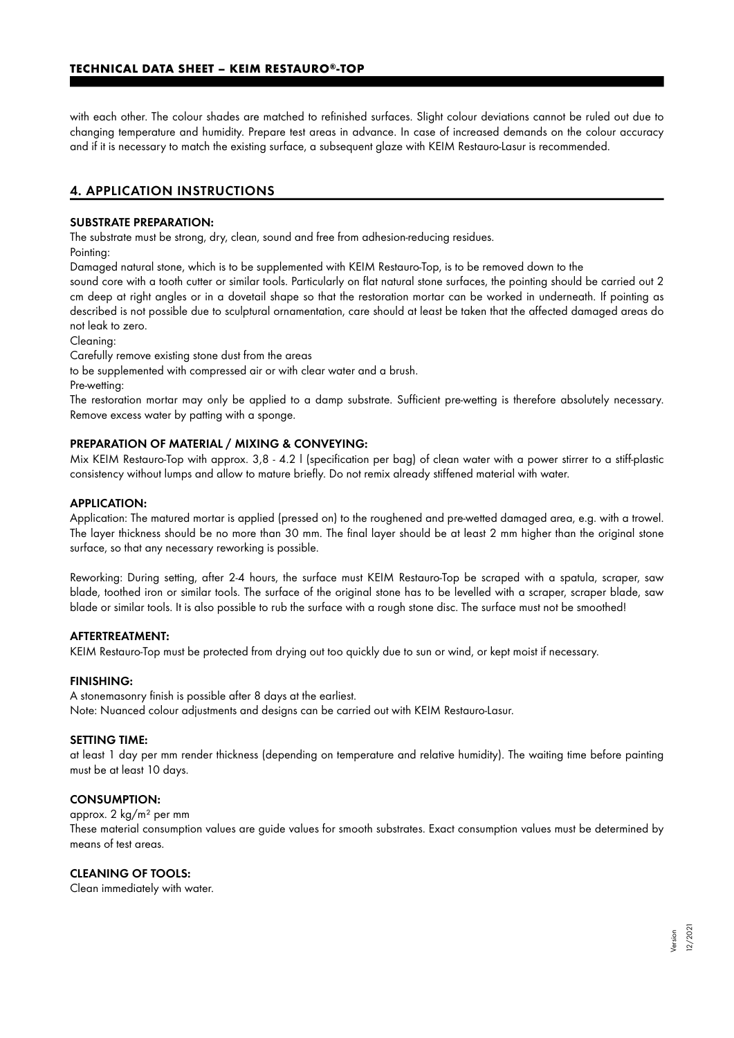with each other. The colour shades are matched to refinished surfaces. Slight colour deviations cannot be ruled out due to changing temperature and humidity. Prepare test areas in advance. In case of increased demands on the colour accuracy and if it is necessary to match the existing surface, a subsequent glaze with KEIM Restauro-Lasur is recommended.

## 4. APPLICATION INSTRUCTIONS

### SUBSTRATE PREPARATION:

The substrate must be strong, dry, clean, sound and free from adhesion-reducing residues.

Pointing:

Damaged natural stone, which is to be supplemented with KEIM Restauro-Top, is to be removed down to the sound core with a tooth cutter or similar tools. Particularly on flat natural stone surfaces, the pointing should be carried out 2 cm deep at right angles or in a dovetail shape so that the restoration mortar can be worked in underneath. If pointing as described is not possible due to sculptural ornamentation, care should at least be taken that the affected damaged areas do not leak to zero.

Cleaning:

Carefully remove existing stone dust from the areas to be supplemented with compressed air or with clear water and a brush.

Pre-wetting:

The restoration mortar may only be applied to a damp substrate. Sufficient pre-wetting is therefore absolutely necessary. Remove excess water by patting with a sponge.

### PREPARATION OF MATERIAL / MIXING & CONVEYING:

Mix KEIM Restauro-Top with approx. 3,8 - 4.2 l (specification per bag) of clean water with a power stirrer to a stiff-plastic consistency without lumps and allow to mature briefly. Do not remix already stiffened material with water.

### APPLICATION:

Application: The matured mortar is applied (pressed on) to the roughened and pre-wetted damaged area, e.g. with a trowel. The layer thickness should be no more than 30 mm. The final layer should be at least 2 mm higher than the original stone surface, so that any necessary reworking is possible.

Reworking: During setting, after 2-4 hours, the surface must KEIM Restauro-Top be scraped with a spatula, scraper, saw blade, toothed iron or similar tools. The surface of the original stone has to be levelled with a scraper, scraper blade, saw blade or similar tools. It is also possible to rub the surface with a rough stone disc. The surface must not be smoothed!

### AFTERTREATMENT:

KEIM Restauro-Top must be protected from drying out too quickly due to sun or wind, or kept moist if necessary.

### FINISHING:

A stonemasonry finish is possible after 8 days at the earliest.
Note: Nuanced colour adjustments and designs can be carried out with KEIM Restauro-Lasur.

### SETTING TIME:

at least 1 day per mm render thickness (depending on temperature and relative humidity). The waiting time before painting must be at least 10 days.

### CONSUMPTION:

approx. 2 kg/m² per mm
These material consumption values are guide values for smooth substrates. Exact consumption values must be determined by means of test areas.

### CLEANING OF TOOLS:

Clean immediately with water.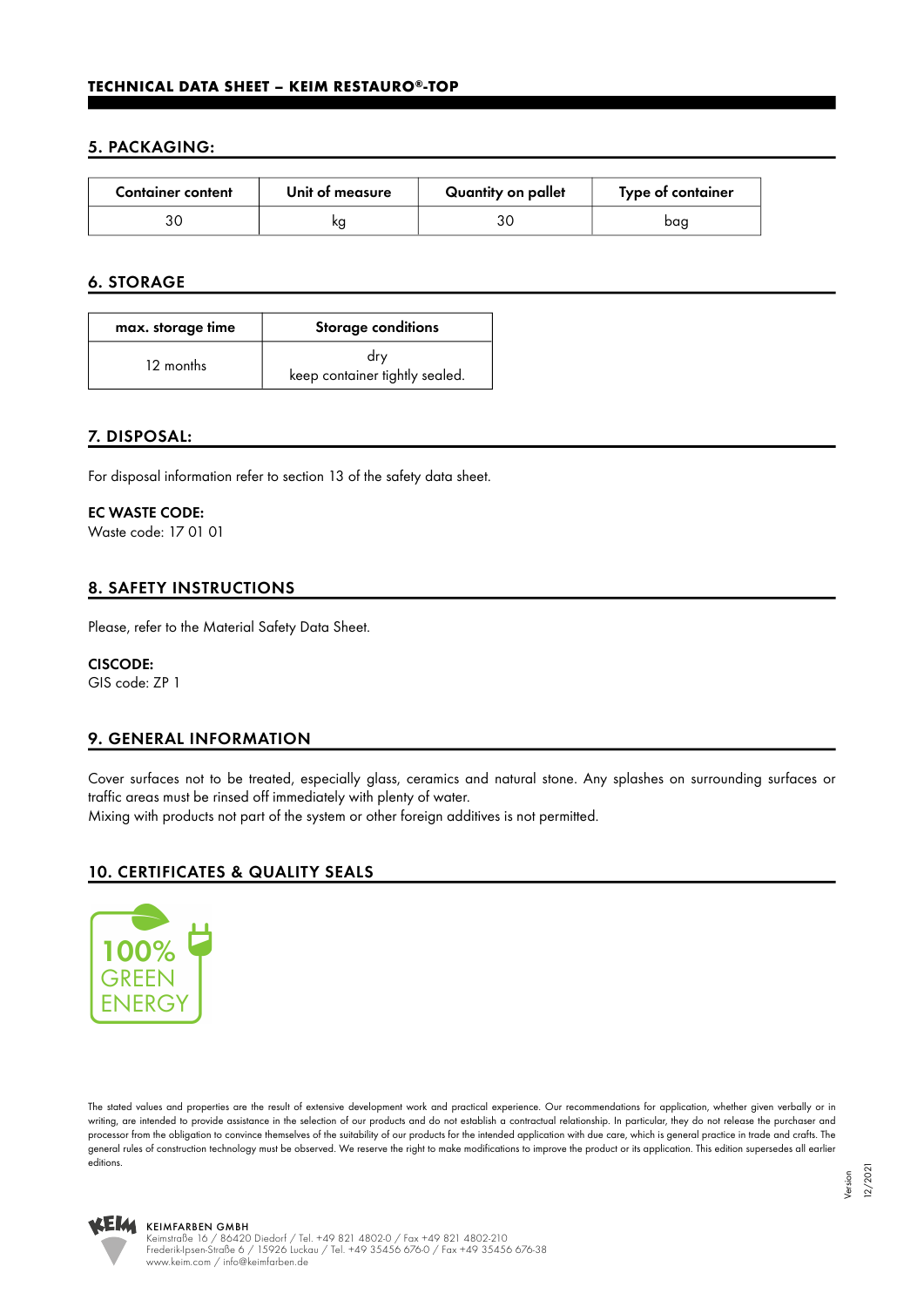## 5. PACKAGING:

| Container content | Unit of measure | Quantity on pallet | Type of container |
|---|---|---|---|
| 30 | kg | 30 | bag |

## 6. STORAGE

| max. storage time | Storage conditions |
|---|---|
| 12 months | dry<br>keep container tightly sealed. |

## 7. DISPOSAL:

For disposal information refer to section 13 of the safety data sheet.

**EC WASTE CODE:**
Waste code: 17 01 01

## 8. SAFETY INSTRUCTIONS

Please, refer to the Material Safety Data Sheet.

**CISCODE:**
GIS code: ZP 1

## 9. GENERAL INFORMATION

Cover surfaces not to be treated, especially glass, ceramics and natural stone. Any splashes on surrounding surfaces or traffic areas must be rinsed off immediately with plenty of water.
Mixing with products not part of the system or other foreign additives is not permitted.

## 10. CERTIFICATES & QUALITY SEALS

100% GREEN ENERGY

The stated values and properties are the result of extensive development work and practical experience. Our recommendations for application, whether given verbally or in writing, are intended to provide assistance in the selection of our products and do not establish a contractual relationship. In particular, they do not release the purchaser and processor from the obligation to convince themselves of the suitability of our products for the intended application with due care, which is general practice in trade and crafts. The general rules of construction technology must be observed. We reserve the right to make modifications to improve the product or its application. This edition supersedes all earlier editions.

Version 12/2021

KEIMFARBEN GMBH
Keimstraße 16 / 86420 Diedorf / Tel. +49 821 4802-0 / Fax +49 821 4802-210
Frederik-Ipsen-Straße 6 / 15926 Luckau / Tel. +49 35456 676-0 / Fax +49 35456 676-38
www.keim.com / info@keimfarben.de